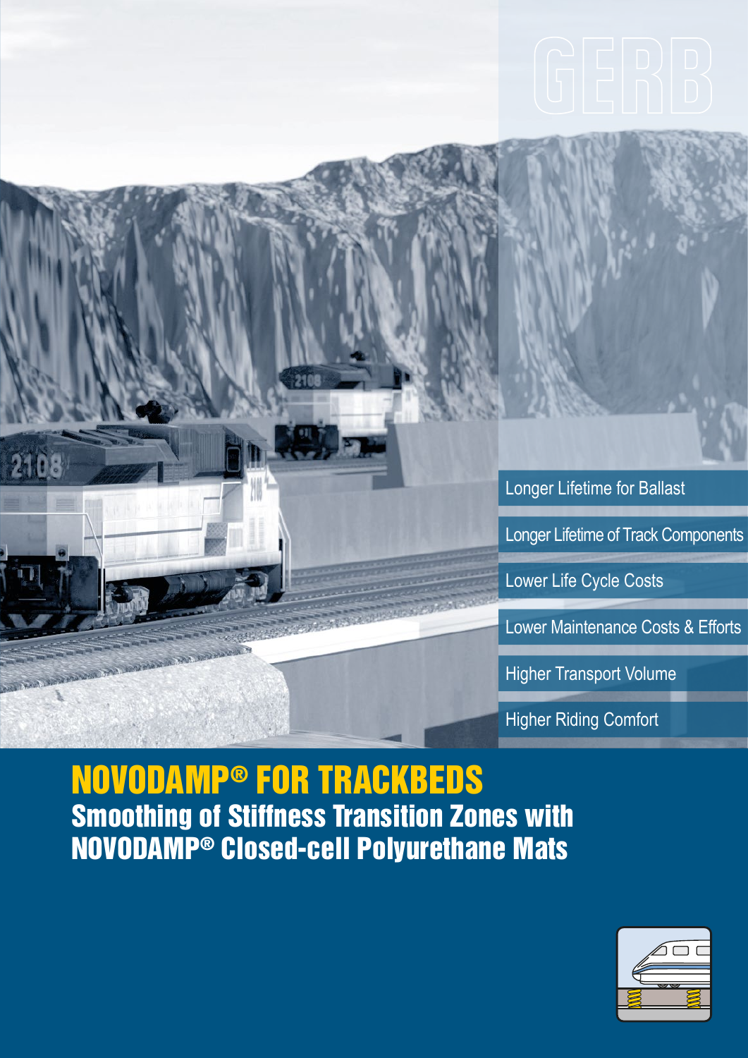GERB

- Longer Lifetime for Ballast
- Longer Lifetime of Track Components
- Lower Life Cycle Costs
- Lower Maintenance Costs & Efforts
- Higher Transport Volume
- Higher Riding Comfort

# NOVODAMP® FOR TRACKBEDS

## Smoothing of Stiffness Transition Zones with NOVODAMP® Closed-cell Polyurethane Mats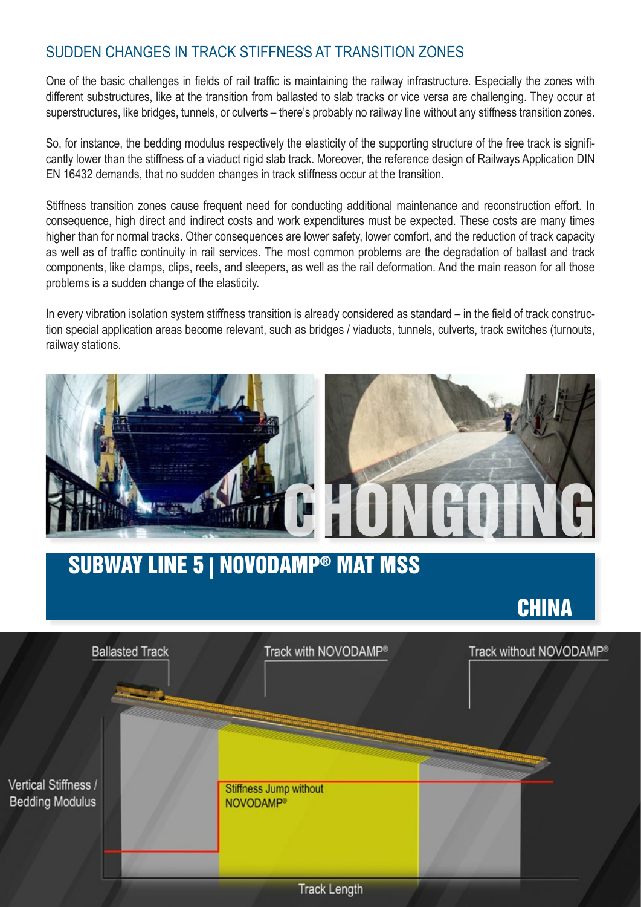## SUDDEN CHANGES IN TRACK STIFFNESS AT TRANSITION ZONES

One of the basic challenges in fields of rail traffic is maintaining the railway infrastructure. Especially the zones with different substructures, like at the transition from ballasted to slab tracks or vice versa are challenging. They occur at superstructures, like bridges, tunnels, or culverts – there's probably no railway line without any stiffness transition zones.

So, for instance, the bedding modulus respectively the elasticity of the supporting structure of the free track is significantly lower than the stiffness of a viaduct rigid slab track. Moreover, the reference design of Railways Application DIN EN 16432 demands, that no sudden changes in track stiffness occur at the transition.

Stiffness transition zones cause frequent need for conducting additional maintenance and reconstruction effort. In consequence, high direct and indirect costs and work expenditures must be expected. These costs are many times higher than for normal tracks. Other consequences are lower safety, lower comfort, and the reduction of track capacity as well as of traffic continuity in rail services. The most common problems are the degradation of ballast and track components, like clamps, clips, reels, and sleepers, as well as the rail deformation. And the main reason for all those problems is a sudden change of the elasticity.

In every vibration isolation system stiffness transition is already considered as standard – in the field of track construction special application areas become relevant, such as bridges / viaducts, tunnels, culverts, track switches (turnouts, railway stations.

CHONGQING

## SUBWAY LINE 5 | NOVODAMP® MAT MSS

CHINA

Ballasted Track

Track with NOVODAMP®

Track without NOVODAMP®

Vertical Stiffness / Bedding Modulus

Stiffness Jump without NOVODAMP®

Track Length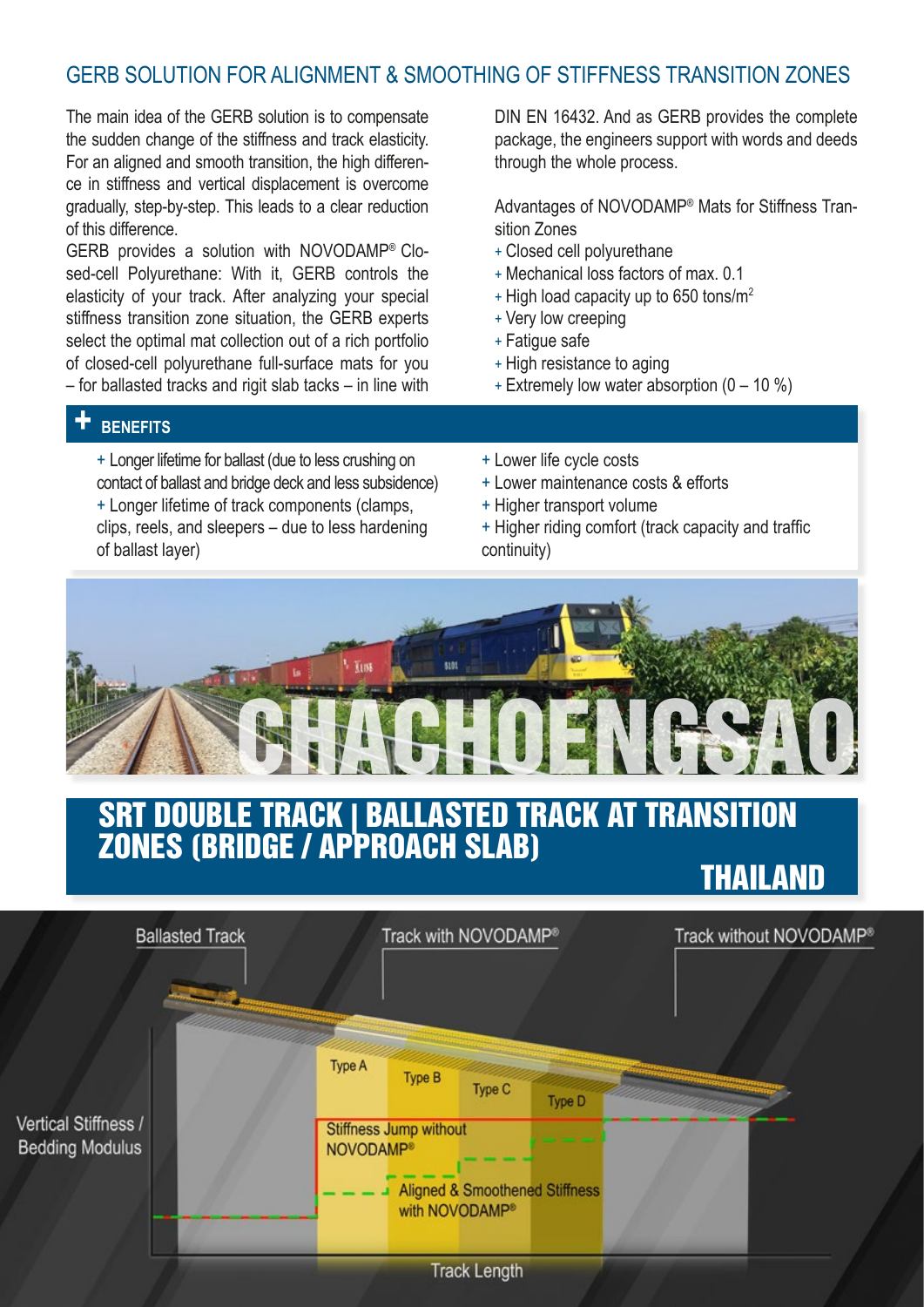## GERB SOLUTION FOR ALIGNMENT & SMOOTHING OF STIFFNESS TRANSITION ZONES

The main idea of the GERB solution is to compensate the sudden change of the stiffness and track elasticity. For an aligned and smooth transition, the high difference in stiffness and vertical displacement is overcome gradually, step-by-step. This leads to a clear reduction of this difference.

GERB provides a solution with NOVODAMP® Closed-cell Polyurethane: With it, GERB controls the elasticity of your track. After analyzing your special stiffness transition zone situation, the GERB experts select the optimal mat collection out of a rich portfolio of closed-cell polyurethane full-surface mats for you – for ballasted tracks and rigit slab tacks – in line with DIN EN 16432. And as GERB provides the complete package, the engineers support with words and deeds through the whole process.

Advantages of NOVODAMP® Mats for Stiffness Transition Zones

- + Closed cell polyurethane
- + Mechanical loss factors of max. 0.1
- + High load capacity up to 650 tons/m$^2$
- + Very low creeping
- + Fatigue safe
- + High resistance to aging
- + Extremely low water absorption (0 – 10 %)

### + BENEFITS

- + Longer lifetime for ballast (due to less crushing on contact of ballast and bridge deck and less subsidence)
- + Longer lifetime of track components (clamps, clips, reels, and sleepers – due to less hardening of ballast layer)
- + Lower life cycle costs
- + Lower maintenance costs & efforts
- + Higher transport volume
- + Higher riding comfort (track capacity and traffic continuity)

CHACHOENGSAO

## SRT DOUBLE TRACK | BALLASTED TRACK AT TRANSITION ZONES (BRIDGE / APPROACH SLAB)

**THAILAND**

Ballasted Track

Track with NOVODAMP®

Track without NOVODAMP®

Type A

Type B

Type C

Type D

Vertical Stiffness / Bedding Modulus

Stiffness Jump without NOVODAMP®

Aligned & Smoothened Stiffness with NOVODAMP®

Track Length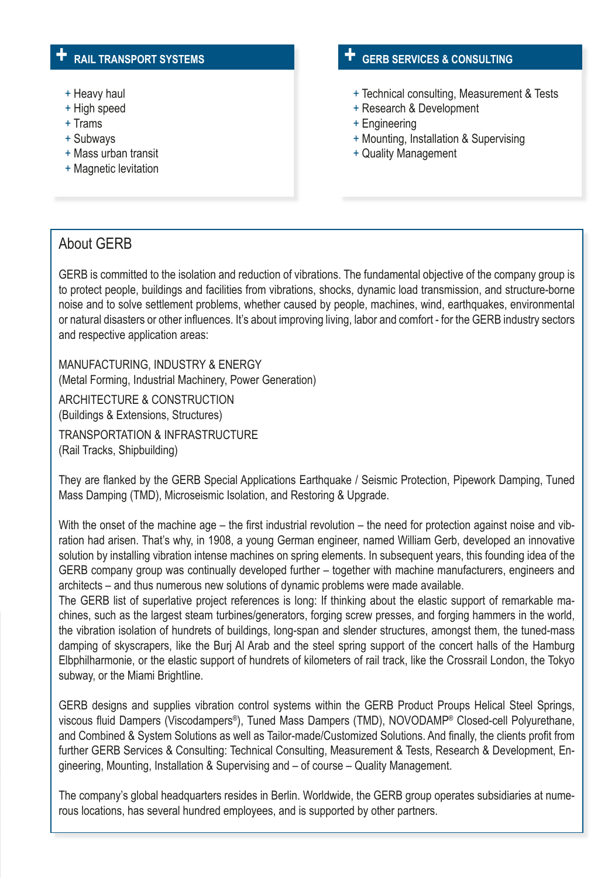## RAIL TRANSPORT SYSTEMS

+ Heavy haul
+ High speed
+ Trams
+ Subways
+ Mass urban transit
+ Magnetic levitation

## GERB SERVICES & CONSULTING

+ Technical consulting, Measurement & Tests
+ Research & Development
+ Engineering
+ Mounting, Installation & Supervising
+ Quality Management

## About GERB

GERB is committed to the isolation and reduction of vibrations. The fundamental objective of the company group is to protect people, buildings and facilities from vibrations, shocks, dynamic load transmission, and structure-borne noise and to solve settlement problems, whether caused by people, machines, wind, earthquakes, environmental or natural disasters or other influences. It's about improving living, labor and comfort - for the GERB industry sectors and respective application areas:

MANUFACTURING, INDUSTRY & ENERGY
(Metal Forming, Industrial Machinery, Power Generation)

ARCHITECTURE & CONSTRUCTION
(Buildings & Extensions, Structures)

TRANSPORTATION & INFRASTRUCTURE
(Rail Tracks, Shipbuilding)

They are flanked by the GERB Special Applications Earthquake / Seismic Protection, Pipework Damping, Tuned Mass Damping (TMD), Microseismic Isolation, and Restoring & Upgrade.

With the onset of the machine age – the first industrial revolution – the need for protection against noise and vibration had arisen. That's why, in 1908, a young German engineer, named William Gerb, developed an innovative solution by installing vibration intense machines on spring elements. In subsequent years, this founding idea of the GERB company group was continually developed further – together with machine manufacturers, engineers and architects – and thus numerous new solutions of dynamic problems were made available.
The GERB list of superlative project references is long: If thinking about the elastic support of remarkable machines, such as the largest steam turbines/generators, forging screw presses, and forging hammers in the world, the vibration isolation of hundreds of buildings, long-span and slender structures, amongst them, the tuned-mass damping of skyscrapers, like the Burj Al Arab and the steel spring support of the concert halls of the Hamburg Elbphilharmonie, or the elastic support of hundreds of kilometers of rail track, like the Crossrail London, the Tokyo subway, or the Miami Brightline.

GERB designs and supplies vibration control systems within the GERB Product Proups Helical Steel Springs, viscous fluid Dampers (Viscodampers®), Tuned Mass Dampers (TMD), NOVODAMP® Closed-cell Polyurethane, and Combined & System Solutions as well as Tailor-made/Customized Solutions. And finally, the clients profit from further GERB Services & Consulting: Technical Consulting, Measurement & Tests, Research & Development, Engineering, Mounting, Installation & Supervising and – of course – Quality Management.

The company's global headquarters resides in Berlin. Worldwide, the GERB group operates subsidiaries at numerous locations, has several hundred employees, and is supported by other partners.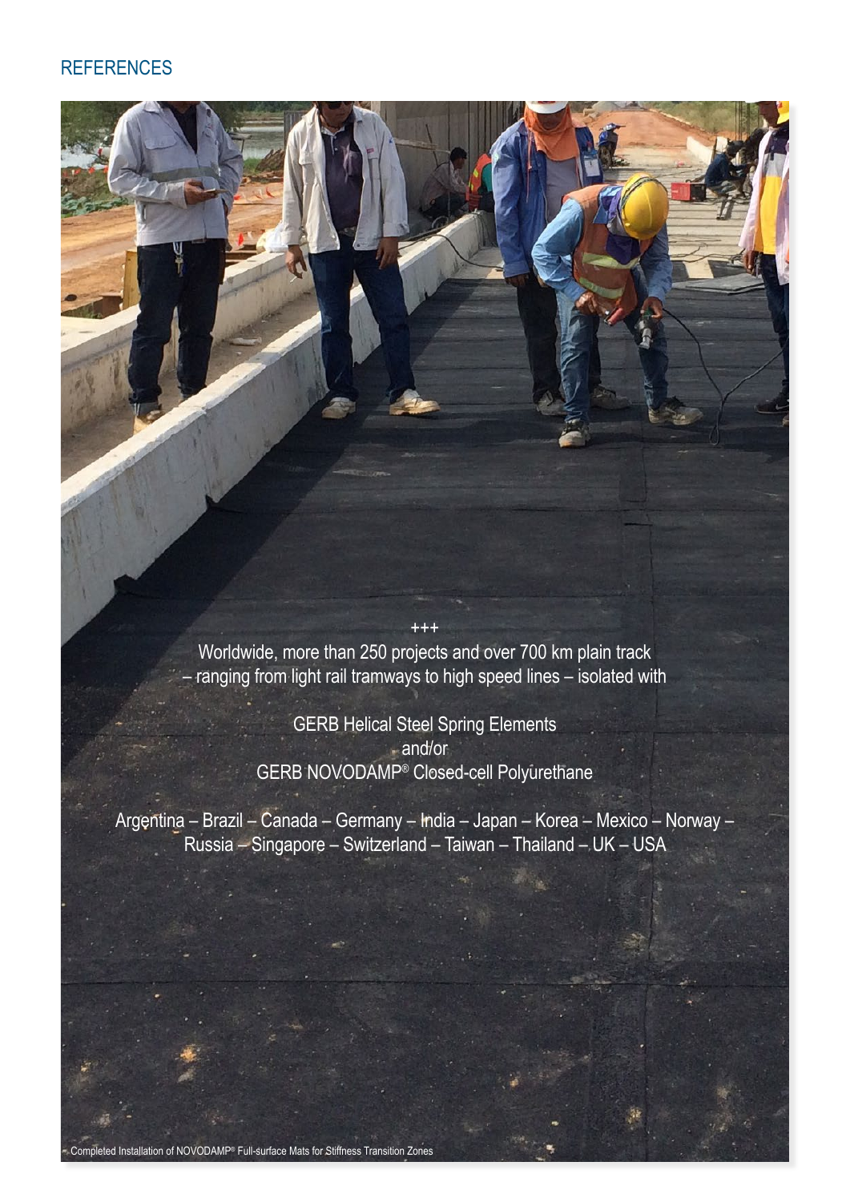# REFERENCES

+++

Worldwide, more than 250 projects and over 700 km plain track – ranging from light rail tramways to high speed lines – isolated with

GERB Helical Steel Spring Elements
and/or
GERB NOVODAMP® Closed-cell Polyurethane

Argentina – Brazil – Canada – Germany – India – Japan – Korea – Mexico – Norway – Russia – Singapore – Switzerland – Taiwan – Thailand – UK – USA

Completed Installation of NOVODAMP® Full-surface Mats for Stiffness Transition Zones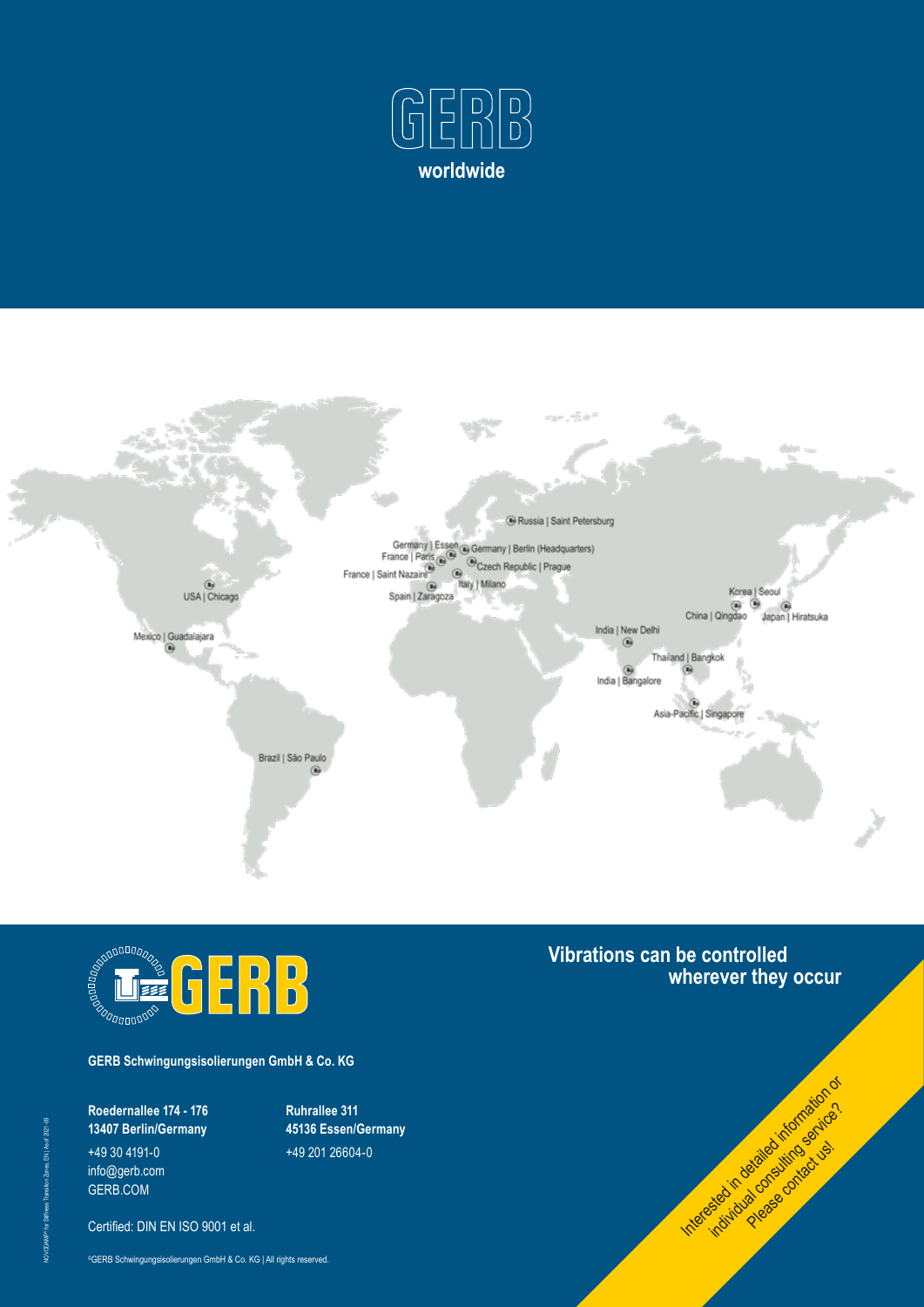# GERB

**worldwide**

Russia | Saint Petersburg

Germany | Essen

Germany | Berlin (Headquarters)

France | Paris

Czech Republic | Prague

France | Saint Nazaire

Italy | Milano

Spain | Zaragoza

USA | Chicago

Mexico | Guadalajara

Brazil | São Paulo

Korea | Seoul

China | Qingdao

Japan | Hiratsuka

India | New Delhi

Thailand | Bangkok

India | Bangalore

Asia-Pacific | Singapore

GERB

## Vibrations can be controlled wherever they occur

**GERB Schwingungsisolierungen GmbH & Co. KG**

**Roedernallee 174 - 176**
**13407 Berlin/Germany**
+49 30 4191-0
info@gerb.com
GERB.COM

**Ruhrallee 311**
**45136 Essen/Germany**
+49 201 26604-0

Certified: DIN EN ISO 9001 et al.

Interested in detailed information or individual consulting service? Please contact us!

®GERB Schwingungsisolierungen GmbH & Co. KG | All rights reserved.